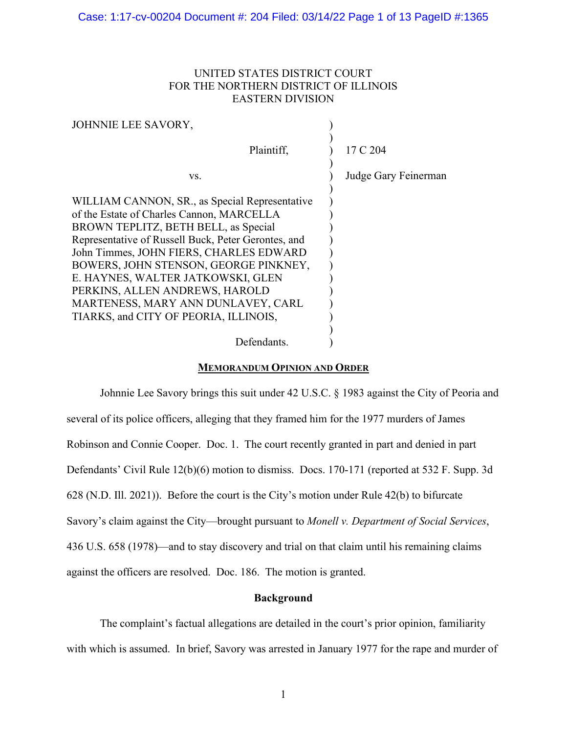UNITED STATES DISTRICT COURT
FOR THE NORTHERN DISTRICT OF ILLINOIS
EASTERN DIVISION

| | | |
|---|---|---|
| JOHNNIE LEE SAVORY, | ) | |
| Plaintiff, | ) | 17 C 204 |
| vs. | ) | Judge Gary Feinerman |
| WILLIAM CANNON, SR., as Special Representative of the Estate of Charles Cannon, MARCELLA BROWN TEPLITZ, BETH BELL, as Special Representative of Russell Buck, Peter Gerontes, and John Timmes, JOHN FIERS, CHARLES EDWARD BOWERS, JOHN STENSON, GEORGE PINKNEY, E. HAYNES, WALTER JATKOWSKI, GLEN PERKINS, ALLEN ANDREWS, HAROLD MARTENESS, MARY ANN DUNLAVEY, CARL TIARKS, and CITY OF PEORIA, ILLINOIS, | ) | |
| Defendants. | ) | |

**MEMORANDUM OPINION AND ORDER**

Johnnie Lee Savory brings this suit under 42 U.S.C. § 1983 against the City of Peoria and several of its police officers, alleging that they framed him for the 1977 murders of James Robinson and Connie Cooper. Doc. 1. The court recently granted in part and denied in part Defendants' Civil Rule 12(b)(6) motion to dismiss. Docs. 170-171 (reported at 532 F. Supp. 3d 628 (N.D. Ill. 2021)). Before the court is the City's motion under Rule 42(b) to bifurcate Savory's claim against the City—brought pursuant to *Monell v. Department of Social Services*, 436 U.S. 658 (1978)—and to stay discovery and trial on that claim until his remaining claims against the officers are resolved. Doc. 186. The motion is granted.

**Background**

The complaint's factual allegations are detailed in the court's prior opinion, familiarity with which is assumed. In brief, Savory was arrested in January 1977 for the rape and murder of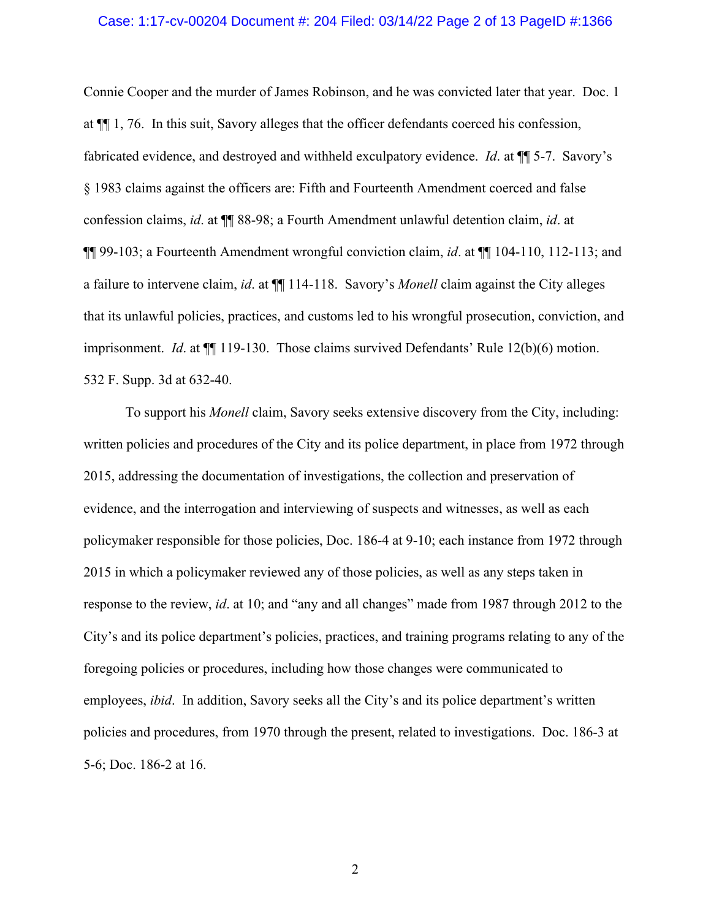Connie Cooper and the murder of James Robinson, and he was convicted later that year. Doc. 1 at ¶¶ 1, 76. In this suit, Savory alleges that the officer defendants coerced his confession, fabricated evidence, and destroyed and withheld exculpatory evidence. *Id*. at ¶¶ 5-7. Savory's § 1983 claims against the officers are: Fifth and Fourteenth Amendment coerced and false confession claims, *id*. at ¶¶ 88-98; a Fourth Amendment unlawful detention claim, *id*. at ¶¶ 99-103; a Fourteenth Amendment wrongful conviction claim, *id*. at ¶¶ 104-110, 112-113; and a failure to intervene claim, *id*. at ¶¶ 114-118. Savory's *Monell* claim against the City alleges that its unlawful policies, practices, and customs led to his wrongful prosecution, conviction, and imprisonment. *Id*. at ¶¶ 119-130. Those claims survived Defendants' Rule 12(b)(6) motion. 532 F. Supp. 3d at 632-40.

To support his *Monell* claim, Savory seeks extensive discovery from the City, including: written policies and procedures of the City and its police department, in place from 1972 through 2015, addressing the documentation of investigations, the collection and preservation of evidence, and the interrogation and interviewing of suspects and witnesses, as well as each policymaker responsible for those policies, Doc. 186-4 at 9-10; each instance from 1972 through 2015 in which a policymaker reviewed any of those policies, as well as any steps taken in response to the review, *id*. at 10; and "any and all changes" made from 1987 through 2012 to the City's and its police department's policies, practices, and training programs relating to any of the foregoing policies or procedures, including how those changes were communicated to employees, *ibid*. In addition, Savory seeks all the City's and its police department's written policies and procedures, from 1970 through the present, related to investigations. Doc. 186-3 at 5-6; Doc. 186-2 at 16.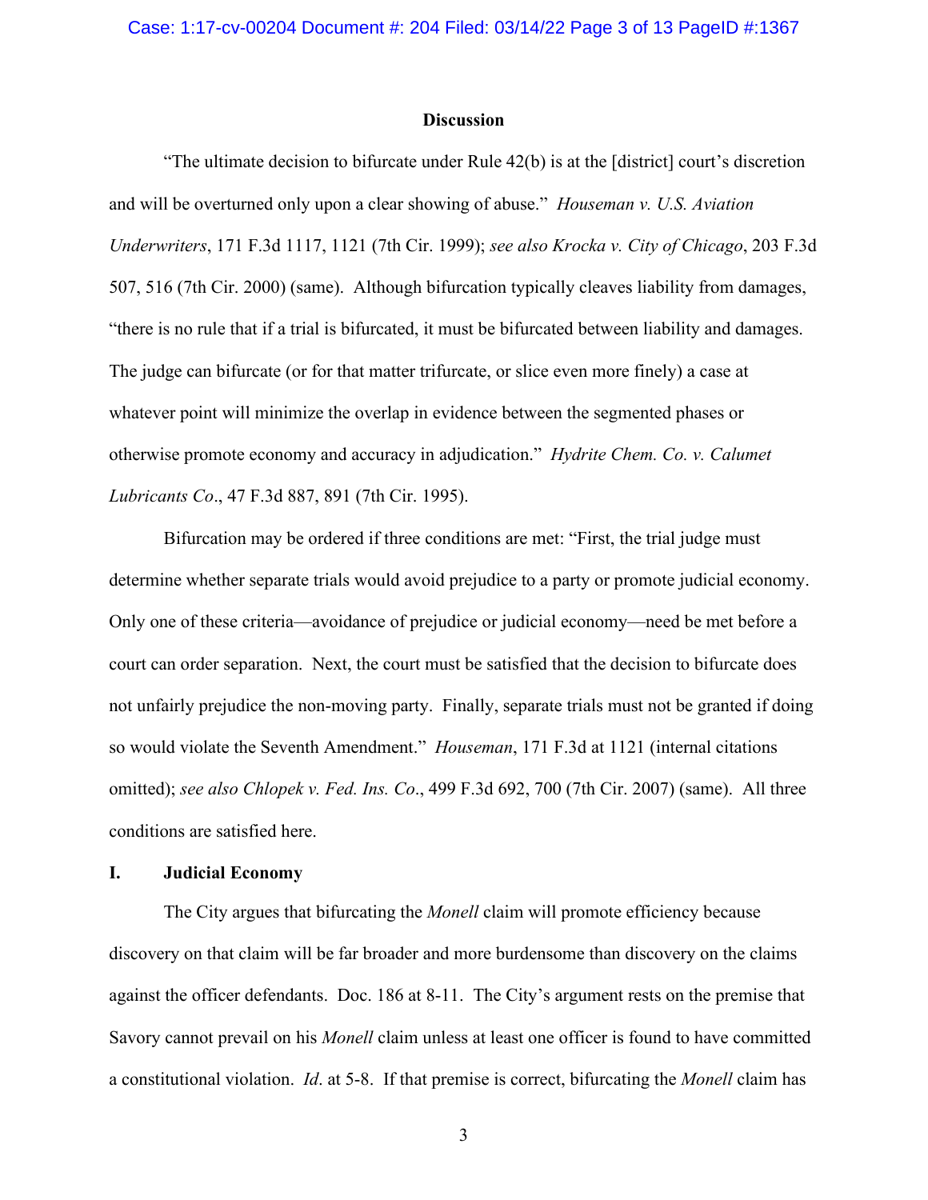## Discussion

"The ultimate decision to bifurcate under Rule 42(b) is at the [district] court's discretion and will be overturned only upon a clear showing of abuse." *Houseman v. U.S. Aviation Underwriters*, 171 F.3d 1117, 1121 (7th Cir. 1999); *see also Krocka v. City of Chicago*, 203 F.3d 507, 516 (7th Cir. 2000) (same). Although bifurcation typically cleaves liability from damages, "there is no rule that if a trial is bifurcated, it must be bifurcated between liability and damages. The judge can bifurcate (or for that matter trifurcate, or slice even more finely) a case at whatever point will minimize the overlap in evidence between the segmented phases or otherwise promote economy and accuracy in adjudication." *Hydrite Chem. Co. v. Calumet Lubricants Co*., 47 F.3d 887, 891 (7th Cir. 1995).

Bifurcation may be ordered if three conditions are met: "First, the trial judge must determine whether separate trials would avoid prejudice to a party or promote judicial economy. Only one of these criteria—avoidance of prejudice or judicial economy—need be met before a court can order separation. Next, the court must be satisfied that the decision to bifurcate does not unfairly prejudice the non-moving party. Finally, separate trials must not be granted if doing so would violate the Seventh Amendment." *Houseman*, 171 F.3d at 1121 (internal citations omitted); *see also Chlopek v. Fed. Ins. Co*., 499 F.3d 692, 700 (7th Cir. 2007) (same). All three conditions are satisfied here.

### I. Judicial Economy

The City argues that bifurcating the *Monell* claim will promote efficiency because discovery on that claim will be far broader and more burdensome than discovery on the claims against the officer defendants. Doc. 186 at 8-11. The City's argument rests on the premise that Savory cannot prevail on his *Monell* claim unless at least one officer is found to have committed a constitutional violation. *Id*. at 5-8. If that premise is correct, bifurcating the *Monell* claim has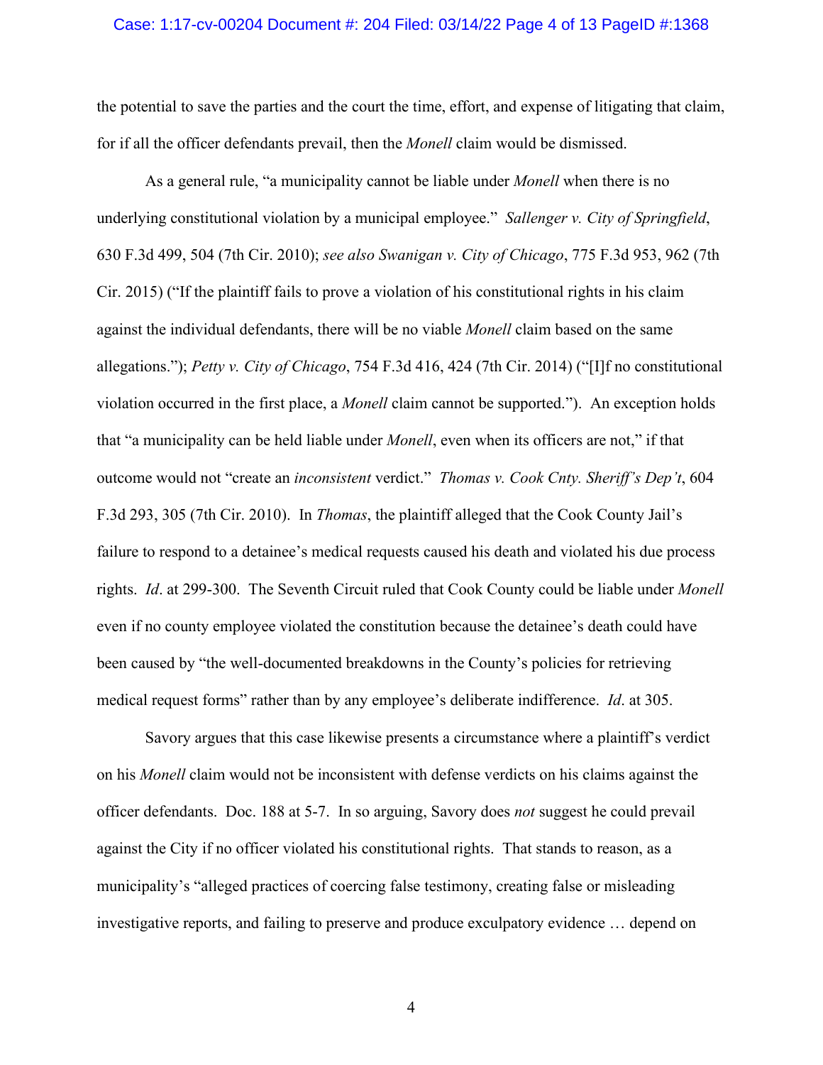the potential to save the parties and the court the time, effort, and expense of litigating that claim, for if all the officer defendants prevail, then the *Monell* claim would be dismissed.

As a general rule, "a municipality cannot be liable under *Monell* when there is no underlying constitutional violation by a municipal employee." *Sallenger v. City of Springfield*, 630 F.3d 499, 504 (7th Cir. 2010); *see also Swanigan v. City of Chicago*, 775 F.3d 953, 962 (7th Cir. 2015) ("If the plaintiff fails to prove a violation of his constitutional rights in his claim against the individual defendants, there will be no viable *Monell* claim based on the same allegations."); *Petty v. City of Chicago*, 754 F.3d 416, 424 (7th Cir. 2014) ("[I]f no constitutional violation occurred in the first place, a *Monell* claim cannot be supported."). An exception holds that "a municipality can be held liable under *Monell*, even when its officers are not," if that outcome would not "create an *inconsistent* verdict." *Thomas v. Cook Cnty. Sheriff's Dep't*, 604 F.3d 293, 305 (7th Cir. 2010). In *Thomas*, the plaintiff alleged that the Cook County Jail's failure to respond to a detainee's medical requests caused his death and violated his due process rights. *Id*. at 299-300. The Seventh Circuit ruled that Cook County could be liable under *Monell* even if no county employee violated the constitution because the detainee's death could have been caused by "the well-documented breakdowns in the County's policies for retrieving medical request forms" rather than by any employee's deliberate indifference. *Id*. at 305.

Savory argues that this case likewise presents a circumstance where a plaintiff's verdict on his *Monell* claim would not be inconsistent with defense verdicts on his claims against the officer defendants. Doc. 188 at 5-7. In so arguing, Savory does *not* suggest he could prevail against the City if no officer violated his constitutional rights. That stands to reason, as a municipality's "alleged practices of coercing false testimony, creating false or misleading investigative reports, and failing to preserve and produce exculpatory evidence … depend on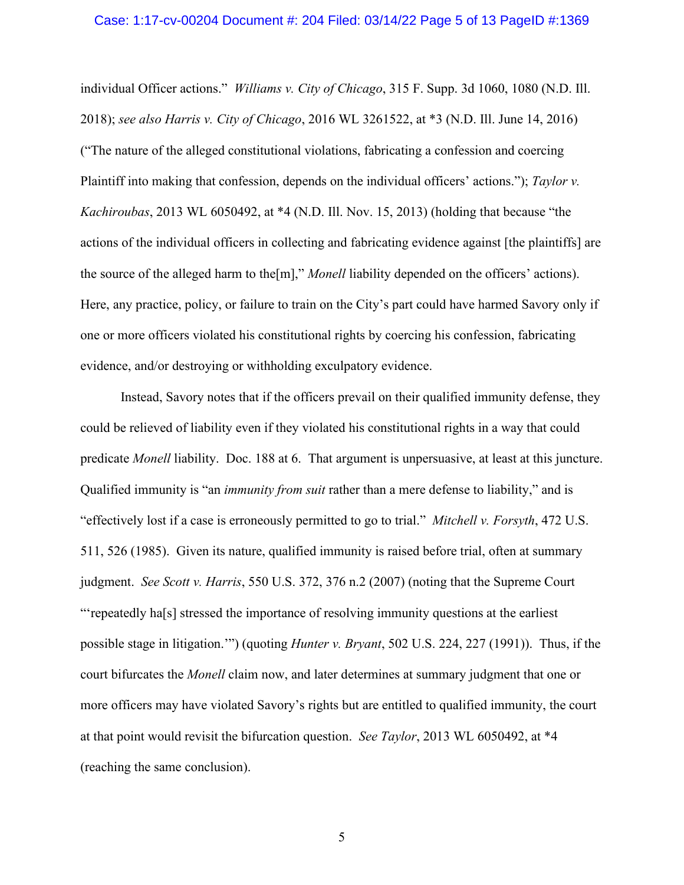individual Officer actions." *Williams v. City of Chicago*, 315 F. Supp. 3d 1060, 1080 (N.D. Ill. 2018); *see also Harris v. City of Chicago*, 2016 WL 3261522, at *3 (N.D. Ill. June 14, 2016) ("The nature of the alleged constitutional violations, fabricating a confession and coercing Plaintiff into making that confession, depends on the individual officers' actions."); *Taylor v. Kachiroubas*, 2013 WL 6050492, at *4 (N.D. Ill. Nov. 15, 2013) (holding that because "the actions of the individual officers in collecting and fabricating evidence against [the plaintiffs] are the source of the alleged harm to the[m]," *Monell* liability depended on the officers' actions). Here, any practice, policy, or failure to train on the City's part could have harmed Savory only if one or more officers violated his constitutional rights by coercing his confession, fabricating evidence, and/or destroying or withholding exculpatory evidence.

Instead, Savory notes that if the officers prevail on their qualified immunity defense, they could be relieved of liability even if they violated his constitutional rights in a way that could predicate *Monell* liability. Doc. 188 at 6. That argument is unpersuasive, at least at this juncture. Qualified immunity is "an *immunity from suit* rather than a mere defense to liability," and is "effectively lost if a case is erroneously permitted to go to trial." *Mitchell v. Forsyth*, 472 U.S. 511, 526 (1985). Given its nature, qualified immunity is raised before trial, often at summary judgment. *See Scott v. Harris*, 550 U.S. 372, 376 n.2 (2007) (noting that the Supreme Court "'repeatedly ha[s] stressed the importance of resolving immunity questions at the earliest possible stage in litigation.'") (quoting *Hunter v. Bryant*, 502 U.S. 224, 227 (1991)). Thus, if the court bifurcates the *Monell* claim now, and later determines at summary judgment that one or more officers may have violated Savory's rights but are entitled to qualified immunity, the court at that point would revisit the bifurcation question. *See Taylor*, 2013 WL 6050492, at *4 (reaching the same conclusion).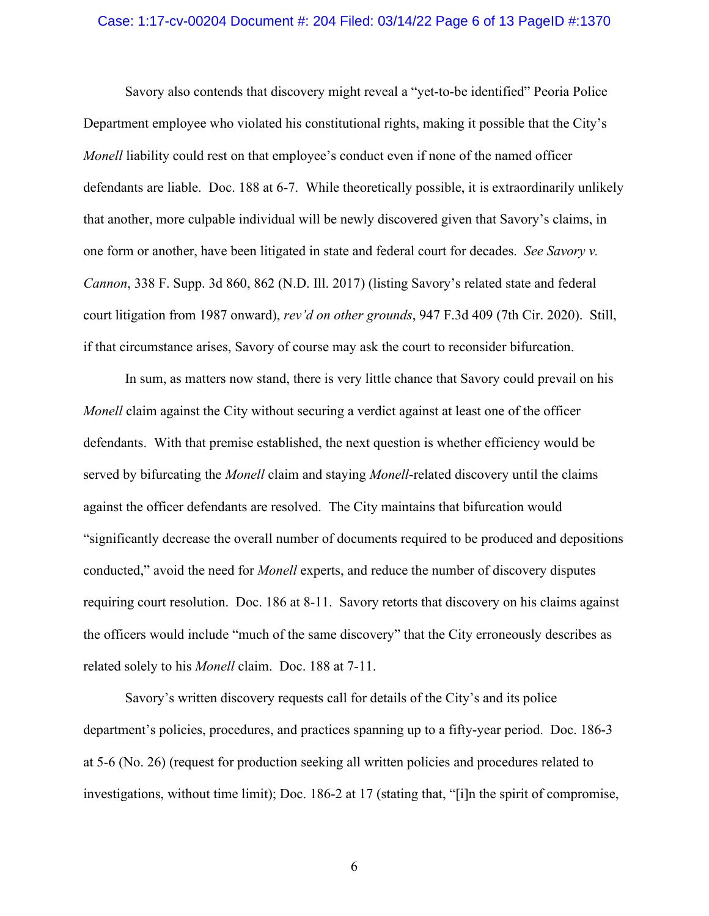Savory also contends that discovery might reveal a "yet-to-be identified" Peoria Police Department employee who violated his constitutional rights, making it possible that the City's *Monell* liability could rest on that employee's conduct even if none of the named officer defendants are liable. Doc. 188 at 6-7. While theoretically possible, it is extraordinarily unlikely that another, more culpable individual will be newly discovered given that Savory's claims, in one form or another, have been litigated in state and federal court for decades. *See Savory v. Cannon*, 338 F. Supp. 3d 860, 862 (N.D. Ill. 2017) (listing Savory's related state and federal court litigation from 1987 onward), *rev'd on other grounds*, 947 F.3d 409 (7th Cir. 2020). Still, if that circumstance arises, Savory of course may ask the court to reconsider bifurcation.

In sum, as matters now stand, there is very little chance that Savory could prevail on his *Monell* claim against the City without securing a verdict against at least one of the officer defendants. With that premise established, the next question is whether efficiency would be served by bifurcating the *Monell* claim and staying *Monell*-related discovery until the claims against the officer defendants are resolved. The City maintains that bifurcation would "significantly decrease the overall number of documents required to be produced and depositions conducted," avoid the need for *Monell* experts, and reduce the number of discovery disputes requiring court resolution. Doc. 186 at 8-11. Savory retorts that discovery on his claims against the officers would include "much of the same discovery" that the City erroneously describes as related solely to his *Monell* claim. Doc. 188 at 7-11.

Savory's written discovery requests call for details of the City's and its police department's policies, procedures, and practices spanning up to a fifty-year period. Doc. 186-3 at 5-6 (No. 26) (request for production seeking all written policies and procedures related to investigations, without time limit); Doc. 186-2 at 17 (stating that, "[i]n the spirit of compromise,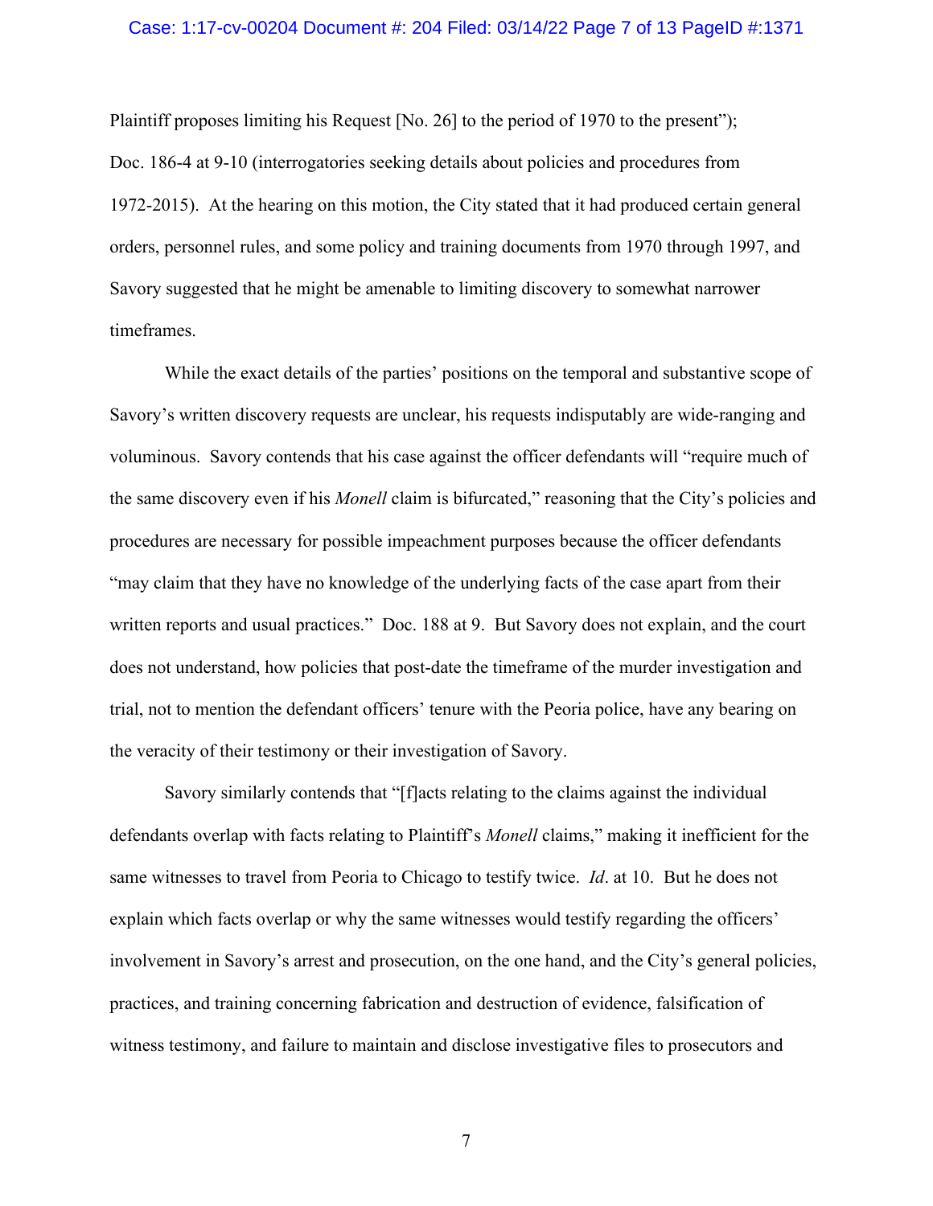Plaintiff proposes limiting his Request [No. 26] to the period of 1970 to the present"); Doc. 186-4 at 9-10 (interrogatories seeking details about policies and procedures from 1972-2015). At the hearing on this motion, the City stated that it had produced certain general orders, personnel rules, and some policy and training documents from 1970 through 1997, and Savory suggested that he might be amenable to limiting discovery to somewhat narrower timeframes.

While the exact details of the parties' positions on the temporal and substantive scope of Savory's written discovery requests are unclear, his requests indisputably are wide-ranging and voluminous. Savory contends that his case against the officer defendants will "require much of the same discovery even if his *Monell* claim is bifurcated," reasoning that the City's policies and procedures are necessary for possible impeachment purposes because the officer defendants "may claim that they have no knowledge of the underlying facts of the case apart from their written reports and usual practices." Doc. 188 at 9. But Savory does not explain, and the court does not understand, how policies that post-date the timeframe of the murder investigation and trial, not to mention the defendant officers' tenure with the Peoria police, have any bearing on the veracity of their testimony or their investigation of Savory.

Savory similarly contends that "[f]acts relating to the claims against the individual defendants overlap with facts relating to Plaintiff's *Monell* claims," making it inefficient for the same witnesses to travel from Peoria to Chicago to testify twice. *Id*. at 10. But he does not explain which facts overlap or why the same witnesses would testify regarding the officers' involvement in Savory's arrest and prosecution, on the one hand, and the City's general policies, practices, and training concerning fabrication and destruction of evidence, falsification of witness testimony, and failure to maintain and disclose investigative files to prosecutors and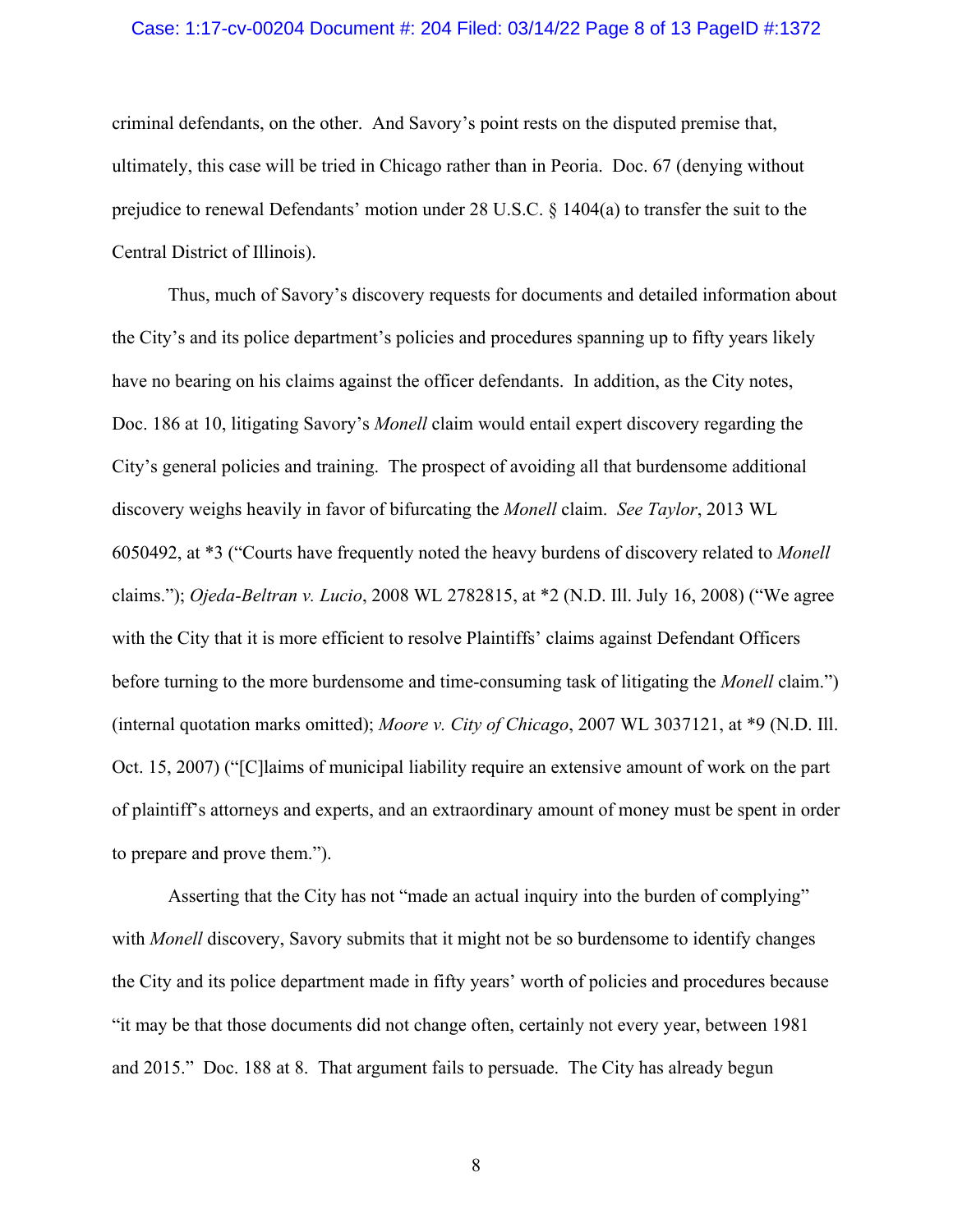criminal defendants, on the other. And Savory's point rests on the disputed premise that, ultimately, this case will be tried in Chicago rather than in Peoria. Doc. 67 (denying without prejudice to renewal Defendants' motion under 28 U.S.C. § 1404(a) to transfer the suit to the Central District of Illinois).

Thus, much of Savory's discovery requests for documents and detailed information about the City's and its police department's policies and procedures spanning up to fifty years likely have no bearing on his claims against the officer defendants. In addition, as the City notes, Doc. 186 at 10, litigating Savory's *Monell* claim would entail expert discovery regarding the City's general policies and training. The prospect of avoiding all that burdensome additional discovery weighs heavily in favor of bifurcating the *Monell* claim. *See Taylor*, 2013 WL 6050492, at *3 ("Courts have frequently noted the heavy burdens of discovery related to *Monell* claims."); *Ojeda-Beltran v. Lucio*, 2008 WL 2782815, at *2 (N.D. Ill. July 16, 2008) ("We agree with the City that it is more efficient to resolve Plaintiffs' claims against Defendant Officers before turning to the more burdensome and time-consuming task of litigating the *Monell* claim.") (internal quotation marks omitted); *Moore v. City of Chicago*, 2007 WL 3037121, at *9 (N.D. Ill. Oct. 15, 2007) ("[C]laims of municipal liability require an extensive amount of work on the part of plaintiff's attorneys and experts, and an extraordinary amount of money must be spent in order to prepare and prove them.").

Asserting that the City has not "made an actual inquiry into the burden of complying" with *Monell* discovery, Savory submits that it might not be so burdensome to identify changes the City and its police department made in fifty years' worth of policies and procedures because "it may be that those documents did not change often, certainly not every year, between 1981 and 2015." Doc. 188 at 8. That argument fails to persuade. The City has already begun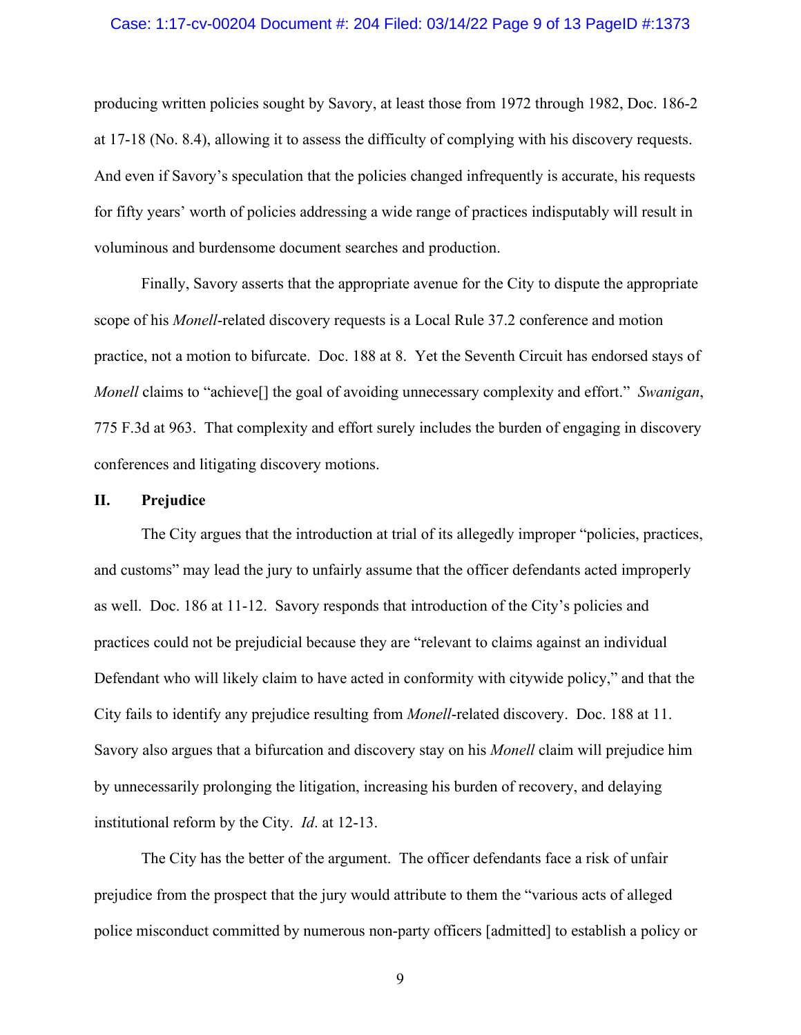producing written policies sought by Savory, at least those from 1972 through 1982, Doc. 186-2 at 17-18 (No. 8.4), allowing it to assess the difficulty of complying with his discovery requests. And even if Savory's speculation that the policies changed infrequently is accurate, his requests for fifty years' worth of policies addressing a wide range of practices indisputably will result in voluminous and burdensome document searches and production.

Finally, Savory asserts that the appropriate avenue for the City to dispute the appropriate scope of his *Monell*-related discovery requests is a Local Rule 37.2 conference and motion practice, not a motion to bifurcate. Doc. 188 at 8. Yet the Seventh Circuit has endorsed stays of *Monell* claims to "achieve[] the goal of avoiding unnecessary complexity and effort." *Swanigan*, 775 F.3d at 963. That complexity and effort surely includes the burden of engaging in discovery conferences and litigating discovery motions.

## II. Prejudice

The City argues that the introduction at trial of its allegedly improper "policies, practices, and customs" may lead the jury to unfairly assume that the officer defendants acted improperly as well. Doc. 186 at 11-12. Savory responds that introduction of the City's policies and practices could not be prejudicial because they are "relevant to claims against an individual Defendant who will likely claim to have acted in conformity with citywide policy," and that the City fails to identify any prejudice resulting from *Monell*-related discovery. Doc. 188 at 11. Savory also argues that a bifurcation and discovery stay on his *Monell* claim will prejudice him by unnecessarily prolonging the litigation, increasing his burden of recovery, and delaying institutional reform by the City. *Id*. at 12-13.

The City has the better of the argument. The officer defendants face a risk of unfair prejudice from the prospect that the jury would attribute to them the "various acts of alleged police misconduct committed by numerous non-party officers [admitted] to establish a policy or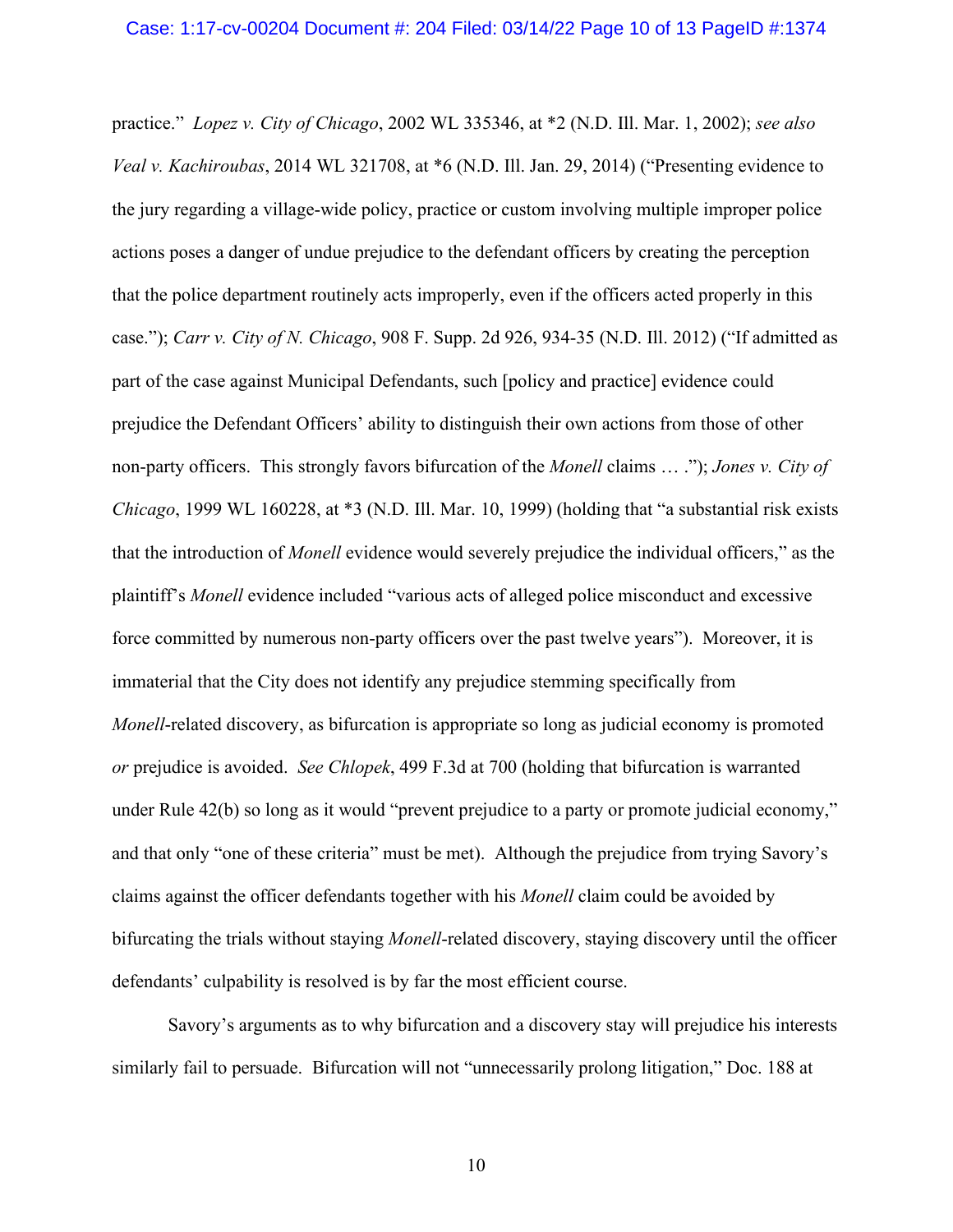practice." *Lopez v. City of Chicago*, 2002 WL 335346, at *2 (N.D. Ill. Mar. 1, 2002); *see also Veal v. Kachiroubas*, 2014 WL 321708, at *6 (N.D. Ill. Jan. 29, 2014) ("Presenting evidence to the jury regarding a village-wide policy, practice or custom involving multiple improper police actions poses a danger of undue prejudice to the defendant officers by creating the perception that the police department routinely acts improperly, even if the officers acted properly in this case."); *Carr v. City of N. Chicago*, 908 F. Supp. 2d 926, 934-35 (N.D. Ill. 2012) ("If admitted as part of the case against Municipal Defendants, such [policy and practice] evidence could prejudice the Defendant Officers' ability to distinguish their own actions from those of other non-party officers. This strongly favors bifurcation of the *Monell* claims … ."); *Jones v. City of Chicago*, 1999 WL 160228, at *3 (N.D. Ill. Mar. 10, 1999) (holding that "a substantial risk exists that the introduction of *Monell* evidence would severely prejudice the individual officers," as the plaintiff's *Monell* evidence included "various acts of alleged police misconduct and excessive force committed by numerous non-party officers over the past twelve years"). Moreover, it is immaterial that the City does not identify any prejudice stemming specifically from *Monell*-related discovery, as bifurcation is appropriate so long as judicial economy is promoted *or* prejudice is avoided. *See Chlopek*, 499 F.3d at 700 (holding that bifurcation is warranted under Rule 42(b) so long as it would "prevent prejudice to a party or promote judicial economy," and that only "one of these criteria" must be met). Although the prejudice from trying Savory's claims against the officer defendants together with his *Monell* claim could be avoided by bifurcating the trials without staying *Monell*-related discovery, staying discovery until the officer defendants' culpability is resolved is by far the most efficient course.

Savory's arguments as to why bifurcation and a discovery stay will prejudice his interests similarly fail to persuade. Bifurcation will not "unnecessarily prolong litigation," Doc. 188 at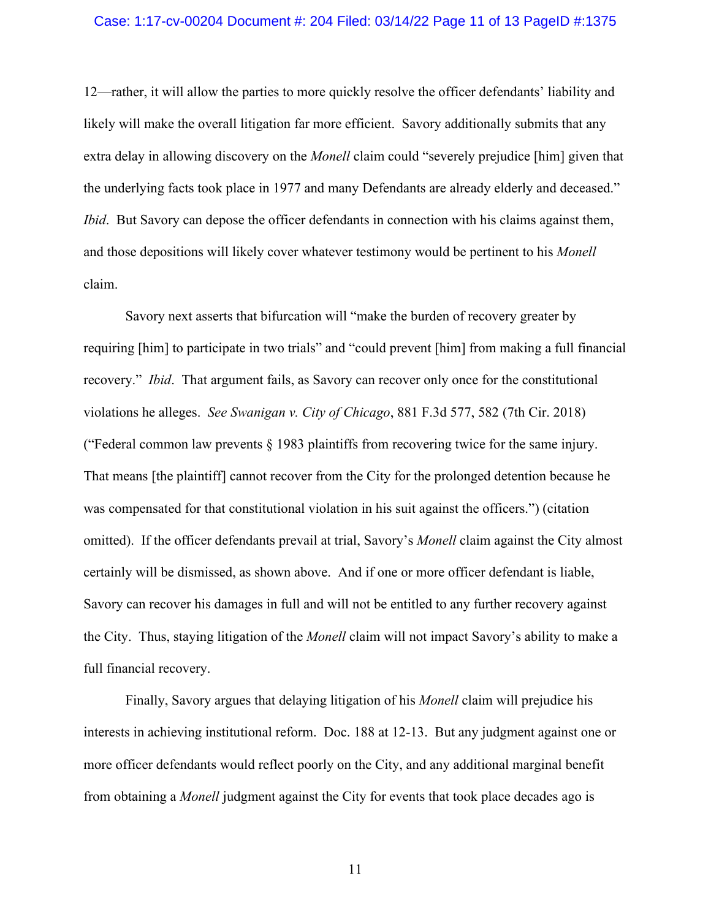12—rather, it will allow the parties to more quickly resolve the officer defendants' liability and likely will make the overall litigation far more efficient. Savory additionally submits that any extra delay in allowing discovery on the *Monell* claim could "severely prejudice [him] given that the underlying facts took place in 1977 and many Defendants are already elderly and deceased." *Ibid*. But Savory can depose the officer defendants in connection with his claims against them, and those depositions will likely cover whatever testimony would be pertinent to his *Monell* claim.

Savory next asserts that bifurcation will "make the burden of recovery greater by requiring [him] to participate in two trials" and "could prevent [him] from making a full financial recovery." *Ibid*. That argument fails, as Savory can recover only once for the constitutional violations he alleges. *See Swanigan v. City of Chicago*, 881 F.3d 577, 582 (7th Cir. 2018) ("Federal common law prevents § 1983 plaintiffs from recovering twice for the same injury. That means [the plaintiff] cannot recover from the City for the prolonged detention because he was compensated for that constitutional violation in his suit against the officers.") (citation omitted). If the officer defendants prevail at trial, Savory's *Monell* claim against the City almost certainly will be dismissed, as shown above. And if one or more officer defendant is liable, Savory can recover his damages in full and will not be entitled to any further recovery against the City. Thus, staying litigation of the *Monell* claim will not impact Savory's ability to make a full financial recovery.

Finally, Savory argues that delaying litigation of his *Monell* claim will prejudice his interests in achieving institutional reform. Doc. 188 at 12-13. But any judgment against one or more officer defendants would reflect poorly on the City, and any additional marginal benefit from obtaining a *Monell* judgment against the City for events that took place decades ago is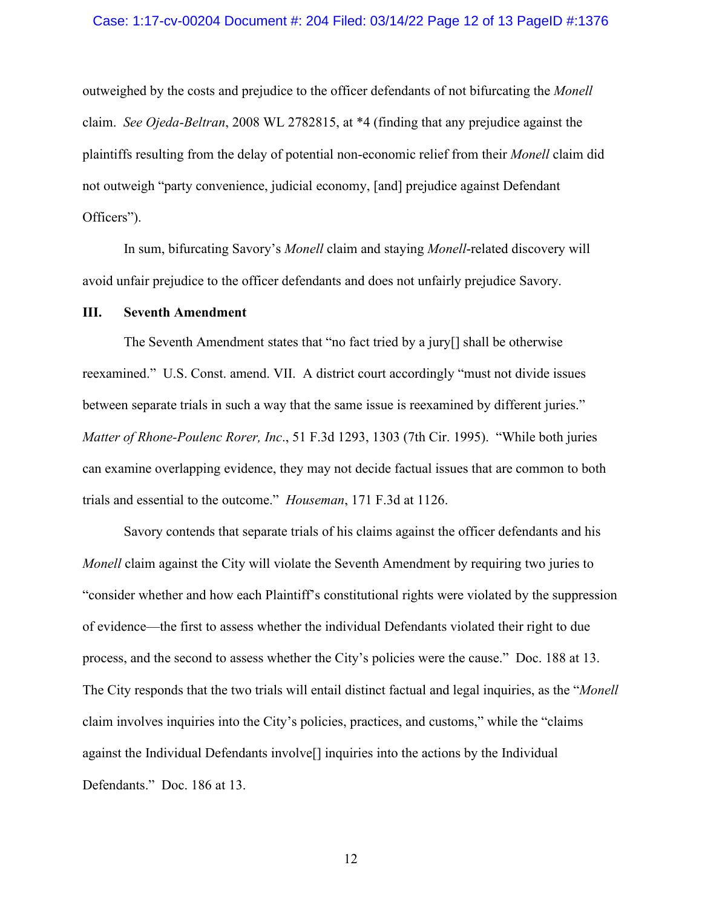outweighed by the costs and prejudice to the officer defendants of not bifurcating the *Monell* claim. *See Ojeda-Beltran*, 2008 WL 2782815, at *4 (finding that any prejudice against the plaintiffs resulting from the delay of potential non-economic relief from their *Monell* claim did not outweigh "party convenience, judicial economy, [and] prejudice against Defendant Officers").

In sum, bifurcating Savory's *Monell* claim and staying *Monell*-related discovery will avoid unfair prejudice to the officer defendants and does not unfairly prejudice Savory.

### III. Seventh Amendment

The Seventh Amendment states that "no fact tried by a jury[] shall be otherwise reexamined." U.S. Const. amend. VII. A district court accordingly "must not divide issues between separate trials in such a way that the same issue is reexamined by different juries." *Matter of Rhone-Poulenc Rorer, Inc*., 51 F.3d 1293, 1303 (7th Cir. 1995). "While both juries can examine overlapping evidence, they may not decide factual issues that are common to both trials and essential to the outcome." *Houseman*, 171 F.3d at 1126.

Savory contends that separate trials of his claims against the officer defendants and his *Monell* claim against the City will violate the Seventh Amendment by requiring two juries to "consider whether and how each Plaintiff's constitutional rights were violated by the suppression of evidence—the first to assess whether the individual Defendants violated their right to due process, and the second to assess whether the City's policies were the cause." Doc. 188 at 13. The City responds that the two trials will entail distinct factual and legal inquiries, as the "*Monell* claim involves inquiries into the City's policies, practices, and customs," while the "claims against the Individual Defendants involve[] inquiries into the actions by the Individual Defendants." Doc. 186 at 13.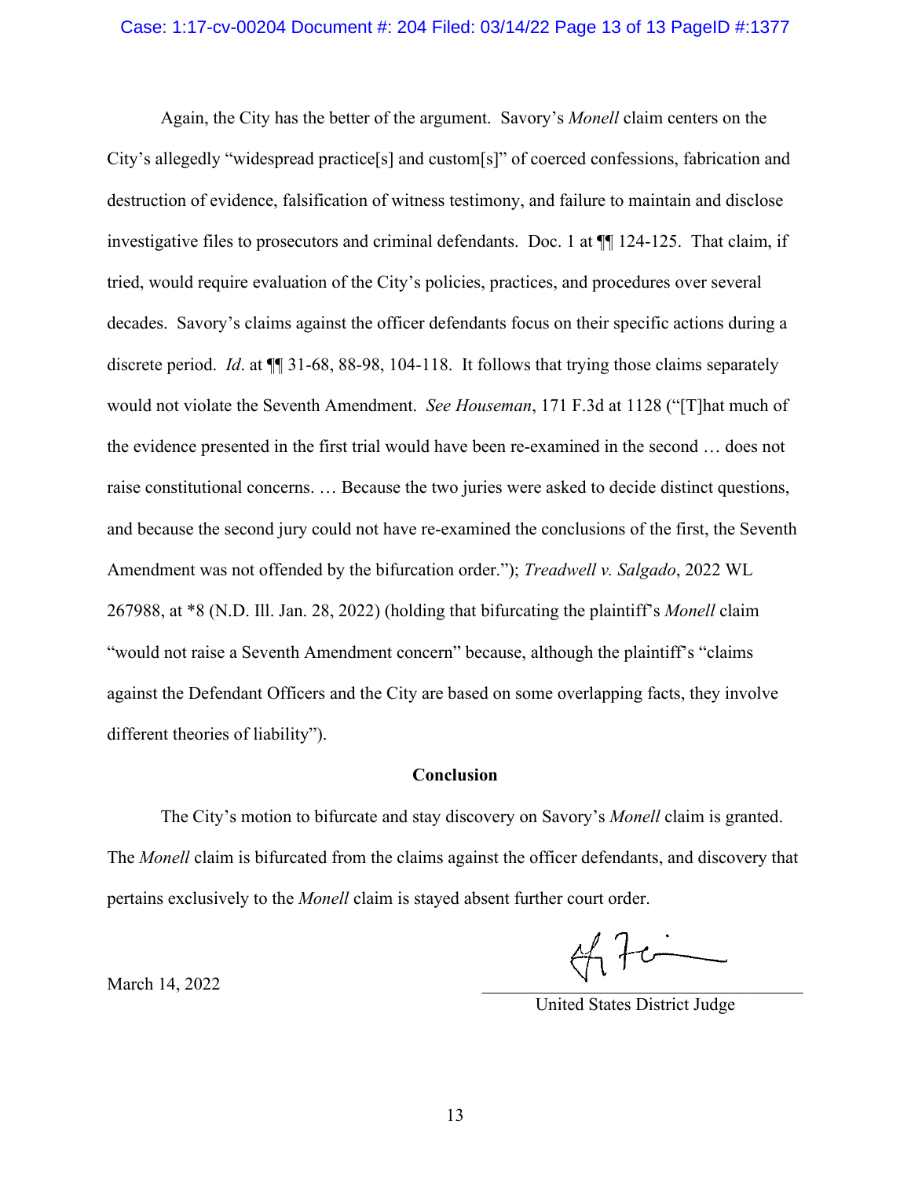Again, the City has the better of the argument. Savory's *Monell* claim centers on the City's allegedly "widespread practice[s] and custom[s]" of coerced confessions, fabrication and destruction of evidence, falsification of witness testimony, and failure to maintain and disclose investigative files to prosecutors and criminal defendants. Doc. 1 at ¶¶ 124-125. That claim, if tried, would require evaluation of the City's policies, practices, and procedures over several decades. Savory's claims against the officer defendants focus on their specific actions during a discrete period. *Id*. at ¶¶ 31-68, 88-98, 104-118. It follows that trying those claims separately would not violate the Seventh Amendment. *See Houseman*, 171 F.3d at 1128 ("[T]hat much of the evidence presented in the first trial would have been re-examined in the second … does not raise constitutional concerns. … Because the two juries were asked to decide distinct questions, and because the second jury could not have re-examined the conclusions of the first, the Seventh Amendment was not offended by the bifurcation order."); *Treadwell v. Salgado*, 2022 WL 267988, at *8 (N.D. Ill. Jan. 28, 2022) (holding that bifurcating the plaintiff's *Monell* claim "would not raise a Seventh Amendment concern" because, although the plaintiff's "claims against the Defendant Officers and the City are based on some overlapping facts, they involve different theories of liability").

## Conclusion

The City's motion to bifurcate and stay discovery on Savory's *Monell* claim is granted. The *Monell* claim is bifurcated from the claims against the officer defendants, and discovery that pertains exclusively to the *Monell* claim is stayed absent further court order.

March 14, 2022

United States District Judge